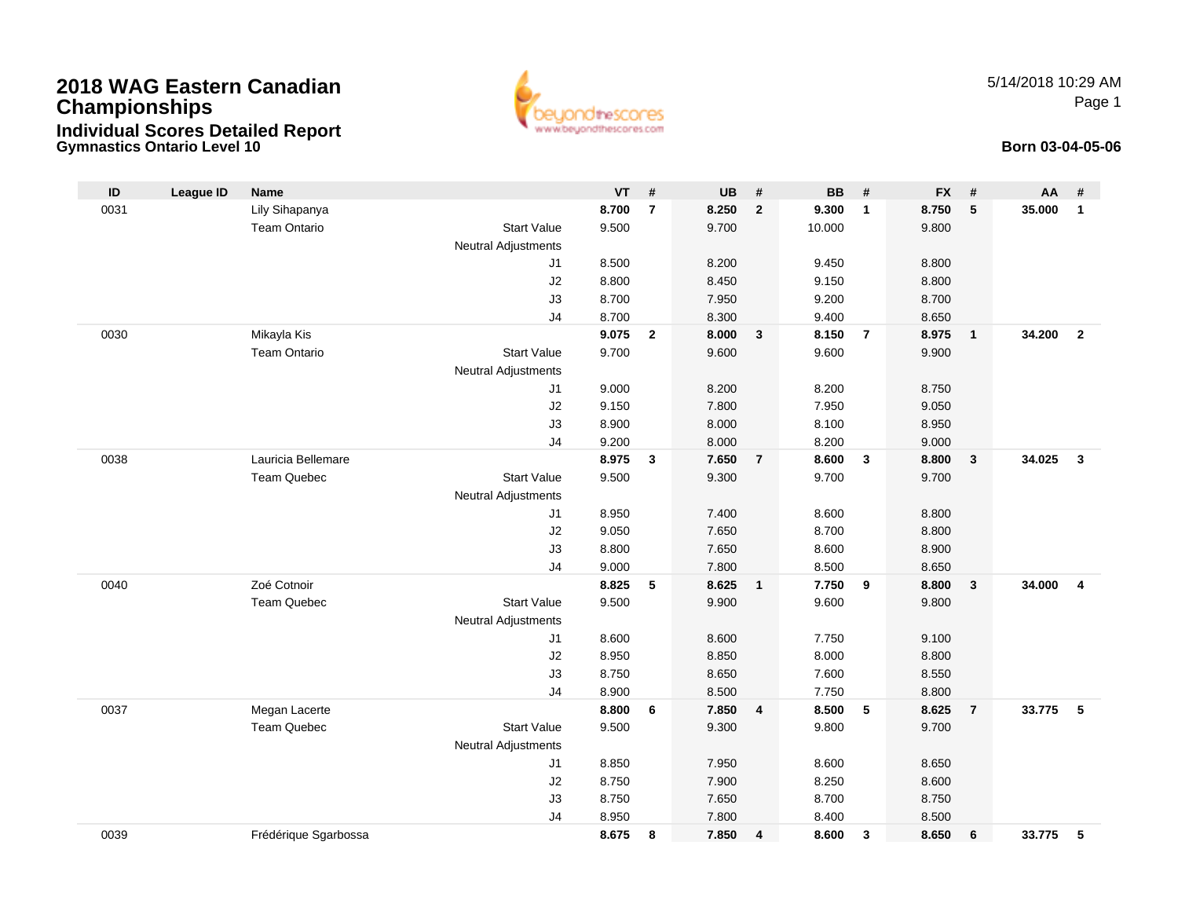# 2018 WAG Eastern Canadian Championships

## Individual Scores Detailed Report

**Gymnastics Ontario Level 10**

5/14/2018 10:29 AM

**Born 03-04-05-06**

| ID | League ID | Name | | VT | # | UB | # | BB | # | FX | # | AA | # |
|---|---|---|---|---|---|---|---|---|---|---|---|---|---|
| 0031 | | Lily Sihapanya | | **8.700** | **7** | **8.250** | **2** | **9.300** | **1** | **8.750** | **5** | **35.000** | **1** |
| | | Team Ontario | Start Value | 9.500 | | 9.700 | | 10.000 | | 9.800 | | | |
| | | | Neutral Adjustments | | | | | | | | | | |
| | | | J1 | 8.500 | | 8.200 | | 9.450 | | 8.800 | | | |
| | | | J2 | 8.800 | | 8.450 | | 9.150 | | 8.800 | | | |
| | | | J3 | 8.700 | | 7.950 | | 9.200 | | 8.700 | | | |
| | | | J4 | 8.700 | | 8.300 | | 9.400 | | 8.650 | | | |
| 0030 | | Mikayla Kis | | **9.075** | **2** | **8.000** | **3** | **8.150** | **7** | **8.975** | **1** | **34.200** | **2** |
| | | Team Ontario | Start Value | 9.700 | | 9.600 | | 9.600 | | 9.900 | | | |
| | | | Neutral Adjustments | | | | | | | | | | |
| | | | J1 | 9.000 | | 8.200 | | 8.200 | | 8.750 | | | |
| | | | J2 | 9.150 | | 7.800 | | 7.950 | | 9.050 | | | |
| | | | J3 | 8.900 | | 8.000 | | 8.100 | | 8.950 | | | |
| | | | J4 | 9.200 | | 8.000 | | 8.200 | | 9.000 | | | |
| 0038 | | Lauricia Bellemare | | **8.975** | **3** | **7.650** | **7** | **8.600** | **3** | **8.800** | **3** | **34.025** | **3** |
| | | Team Quebec | Start Value | 9.500 | | 9.300 | | 9.700 | | 9.700 | | | |
| | | | Neutral Adjustments | | | | | | | | | | |
| | | | J1 | 8.950 | | 7.400 | | 8.600 | | 8.800 | | | |
| | | | J2 | 9.050 | | 7.650 | | 8.700 | | 8.800 | | | |
| | | | J3 | 8.800 | | 7.650 | | 8.600 | | 8.900 | | | |
| | | | J4 | 9.000 | | 7.800 | | 8.500 | | 8.650 | | | |
| 0040 | | Zoé Cotnoir | | **8.825** | **5** | **8.625** | **1** | **7.750** | **9** | **8.800** | **3** | **34.000** | **4** |
| | | Team Quebec | Start Value | 9.500 | | 9.900 | | 9.600 | | 9.800 | | | |
| | | | Neutral Adjustments | | | | | | | | | | |
| | | | J1 | 8.600 | | 8.600 | | 7.750 | | 9.100 | | | |
| | | | J2 | 8.950 | | 8.850 | | 8.000 | | 8.800 | | | |
| | | | J3 | 8.750 | | 8.650 | | 7.600 | | 8.550 | | | |
| | | | J4 | 8.900 | | 8.500 | | 7.750 | | 8.800 | | | |
| 0037 | | Megan Lacerte | | **8.800** | **6** | **7.850** | **4** | **8.500** | **5** | **8.625** | **7** | **33.775** | **5** |
| | | Team Quebec | Start Value | 9.500 | | 9.300 | | 9.800 | | 9.700 | | | |
| | | | Neutral Adjustments | | | | | | | | | | |
| | | | J1 | 8.850 | | 7.950 | | 8.600 | | 8.650 | | | |
| | | | J2 | 8.750 | | 7.900 | | 8.250 | | 8.600 | | | |
| | | | J3 | 8.750 | | 7.650 | | 8.700 | | 8.750 | | | |
| | | | J4 | 8.950 | | 7.800 | | 8.400 | | 8.500 | | | |
| 0039 | | Frédérique Sgarbossa | | **8.675** | **8** | **7.850** | **4** | **8.600** | **3** | **8.650** | **6** | **33.775** | **5** |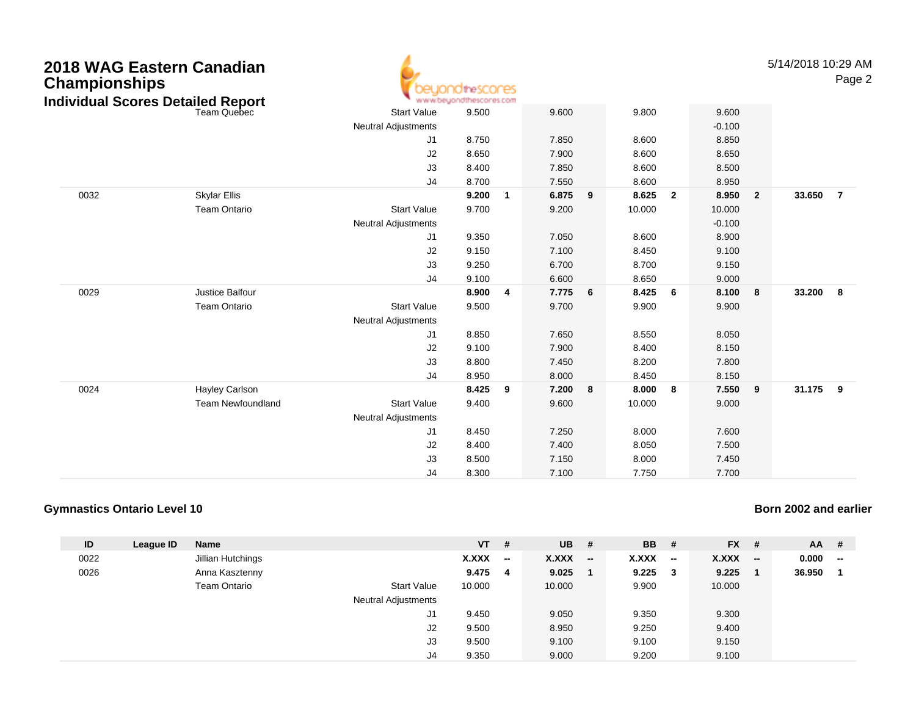# 2018 WAG Eastern Canadian Championships

## Individual Scores Detailed Report

| ID | League ID | Name | | VT | # | UB | # | BB | # | FX | # | AA | # |
|---|---|---|---|---|---|---|---|---|---|---|---|---|---|
| | | Team Quebec | Start Value | 9.500 | | 9.600 | | 9.800 | | 9.600 | | | |
| | | | Neutral Adjustments | | | | | | | -0.100 | | | |
| | | | J1 | 8.750 | | 7.850 | | 8.600 | | 8.850 | | | |
| | | | J2 | 8.650 | | 7.900 | | 8.600 | | 8.650 | | | |
| | | | J3 | 8.400 | | 7.850 | | 8.600 | | 8.500 | | | |
| | | | J4 | 8.700 | | 7.550 | | 8.600 | | 8.950 | | | |
| 0032 | | Skylar Ellis | | **9.200** | **1** | **6.875** | **9** | **8.625** | **2** | **8.950** | **2** | **33.650** | **7** |
| | | Team Ontario | Start Value | 9.700 | | 9.200 | | 10.000 | | 10.000 | | | |
| | | | Neutral Adjustments | | | | | | | -0.100 | | | |
| | | | J1 | 9.350 | | 7.050 | | 8.600 | | 8.900 | | | |
| | | | J2 | 9.150 | | 7.100 | | 8.450 | | 9.100 | | | |
| | | | J3 | 9.250 | | 6.700 | | 8.700 | | 9.150 | | | |
| | | | J4 | 9.100 | | 6.600 | | 8.650 | | 9.000 | | | |
| 0029 | | Justice Balfour | | **8.900** | **4** | **7.775** | **6** | **8.425** | **6** | **8.100** | **8** | **33.200** | **8** |
| | | Team Ontario | Start Value | 9.500 | | 9.700 | | 9.900 | | 9.900 | | | |
| | | | Neutral Adjustments | | | | | | | | | | |
| | | | J1 | 8.850 | | 7.650 | | 8.550 | | 8.050 | | | |
| | | | J2 | 9.100 | | 7.900 | | 8.400 | | 8.150 | | | |
| | | | J3 | 8.800 | | 7.450 | | 8.200 | | 7.800 | | | |
| | | | J4 | 8.950 | | 8.000 | | 8.450 | | 8.150 | | | |
| 0024 | | Hayley Carlson | | **8.425** | **9** | **7.200** | **8** | **8.000** | **8** | **7.550** | **9** | **31.175** | **9** |
| | | Team Newfoundland | Start Value | 9.400 | | 9.600 | | 10.000 | | 9.000 | | | |
| | | | Neutral Adjustments | | | | | | | | | | |
| | | | J1 | 8.450 | | 7.250 | | 8.000 | | 7.600 | | | |
| | | | J2 | 8.400 | | 7.400 | | 8.050 | | 7.500 | | | |
| | | | J3 | 8.500 | | 7.150 | | 8.000 | | 7.450 | | | |
| | | | J4 | 8.300 | | 7.100 | | 7.750 | | 7.700 | | | |

### Gymnastics Ontario Level 10

**Born 2002 and earlier**

| ID | League ID | Name | | VT | # | UB | # | BB | # | FX | # | AA | # |
|---|---|---|---|---|---|---|---|---|---|---|---|---|---|
| 0022 | | Jillian Hutchings | | **X.XXX** | **--** | **X.XXX** | **--** | **X.XXX** | **--** | **X.XXX** | **--** | **0.000** | **--** |
| 0026 | | Anna Kasztenny | | **9.475** | **4** | **9.025** | **1** | **9.225** | **3** | **9.225** | **1** | **36.950** | **1** |
| | | Team Ontario | Start Value | 10.000 | | 10.000 | | 9.900 | | 10.000 | | | |
| | | | Neutral Adjustments | | | | | | | | | | |
| | | | J1 | 9.450 | | 9.050 | | 9.350 | | 9.300 | | | |
| | | | J2 | 9.500 | | 8.950 | | 9.250 | | 9.400 | | | |
| | | | J3 | 9.500 | | 9.100 | | 9.100 | | 9.150 | | | |
| | | | J4 | 9.350 | | 9.000 | | 9.200 | | 9.100 | | | |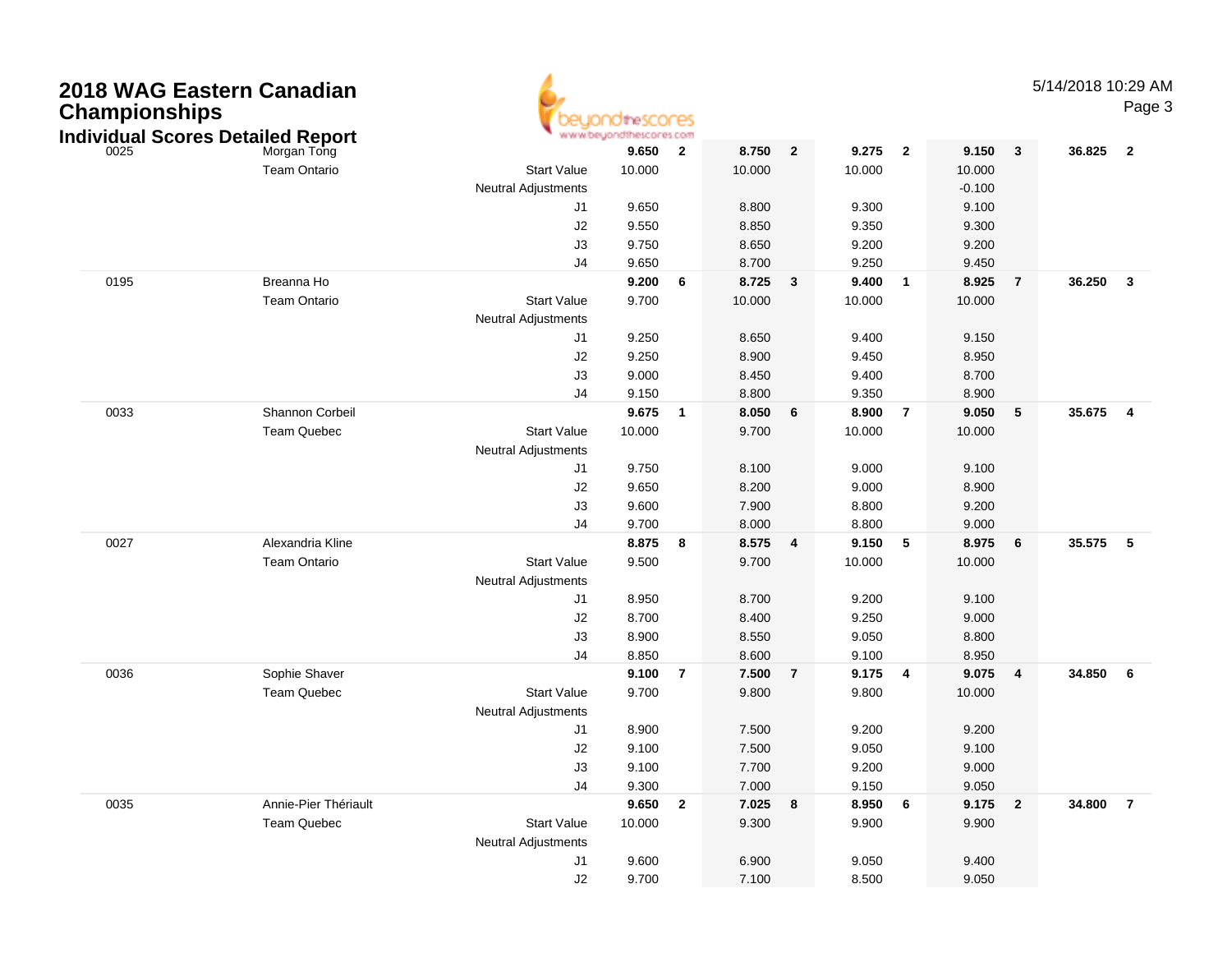# 2018 WAG Eastern Canadian Championships

## Individual Scores Detailed Report

| # | Name | | Vault | | Bars | | Beam | | Floor | | AA | |
|---|---|---|---|---|---|---|---|---|---|---|---|---|
| 0025 | Morgan Tong | | 9.650 | 2 | 8.750 | 2 | 9.275 | 2 | 9.150 | 3 | 36.825 | 2 |
| | Team Ontario | Start Value | 10.000 | | 10.000 | | 10.000 | | 10.000 | | | |
| | | Neutral Adjustments | | | | | | | -0.100 | | | |
| | | J1 | 9.650 | | 8.800 | | 9.300 | | 9.100 | | | |
| | | J2 | 9.550 | | 8.850 | | 9.350 | | 9.300 | | | |
| | | J3 | 9.750 | | 8.650 | | 9.200 | | 9.200 | | | |
| | | J4 | 9.650 | | 8.700 | | 9.250 | | 9.450 | | | |
| 0195 | Breanna Ho | | 9.200 | 6 | 8.725 | 3 | 9.400 | 1 | 8.925 | 7 | 36.250 | 3 |
| | Team Ontario | Start Value | 9.700 | | 10.000 | | 10.000 | | 10.000 | | | |
| | | Neutral Adjustments | | | | | | | | | | |
| | | J1 | 9.250 | | 8.650 | | 9.400 | | 9.150 | | | |
| | | J2 | 9.250 | | 8.900 | | 9.450 | | 8.950 | | | |
| | | J3 | 9.000 | | 8.450 | | 9.400 | | 8.700 | | | |
| | | J4 | 9.150 | | 8.800 | | 9.350 | | 8.900 | | | |
| 0033 | Shannon Corbeil | | 9.675 | 1 | 8.050 | 6 | 8.900 | 7 | 9.050 | 5 | 35.675 | 4 |
| | Team Quebec | Start Value | 10.000 | | 9.700 | | 10.000 | | 10.000 | | | |
| | | Neutral Adjustments | | | | | | | | | | |
| | | J1 | 9.750 | | 8.100 | | 9.000 | | 9.100 | | | |
| | | J2 | 9.650 | | 8.200 | | 9.000 | | 8.900 | | | |
| | | J3 | 9.600 | | 7.900 | | 8.800 | | 9.200 | | | |
| | | J4 | 9.700 | | 8.000 | | 8.800 | | 9.000 | | | |
| 0027 | Alexandria Kline | | 8.875 | 8 | 8.575 | 4 | 9.150 | 5 | 8.975 | 6 | 35.575 | 5 |
| | Team Ontario | Start Value | 9.500 | | 9.700 | | 10.000 | | 10.000 | | | |
| | | Neutral Adjustments | | | | | | | | | | |
| | | J1 | 8.950 | | 8.700 | | 9.200 | | 9.100 | | | |
| | | J2 | 8.700 | | 8.400 | | 9.250 | | 9.000 | | | |
| | | J3 | 8.900 | | 8.550 | | 9.050 | | 8.800 | | | |
| | | J4 | 8.850 | | 8.600 | | 9.100 | | 8.950 | | | |
| 0036 | Sophie Shaver | | 9.100 | 7 | 7.500 | 7 | 9.175 | 4 | 9.075 | 4 | 34.850 | 6 |
| | Team Quebec | Start Value | 9.700 | | 9.800 | | 9.800 | | 10.000 | | | |
| | | Neutral Adjustments | | | | | | | | | | |
| | | J1 | 8.900 | | 7.500 | | 9.200 | | 9.200 | | | |
| | | J2 | 9.100 | | 7.500 | | 9.050 | | 9.100 | | | |
| | | J3 | 9.100 | | 7.700 | | 9.200 | | 9.000 | | | |
| | | J4 | 9.300 | | 7.000 | | 9.150 | | 9.050 | | | |
| 0035 | Annie-Pier Thériault | | 9.650 | 2 | 7.025 | 8 | 8.950 | 6 | 9.175 | 2 | 34.800 | 7 |
| | Team Quebec | Start Value | 10.000 | | 9.300 | | 9.900 | | 9.900 | | | |
| | | Neutral Adjustments | | | | | | | | | | |
| | | J1 | 9.600 | | 6.900 | | 9.050 | | 9.400 | | | |
| | | J2 | 9.700 | | 7.100 | | 8.500 | | 9.050 | | | |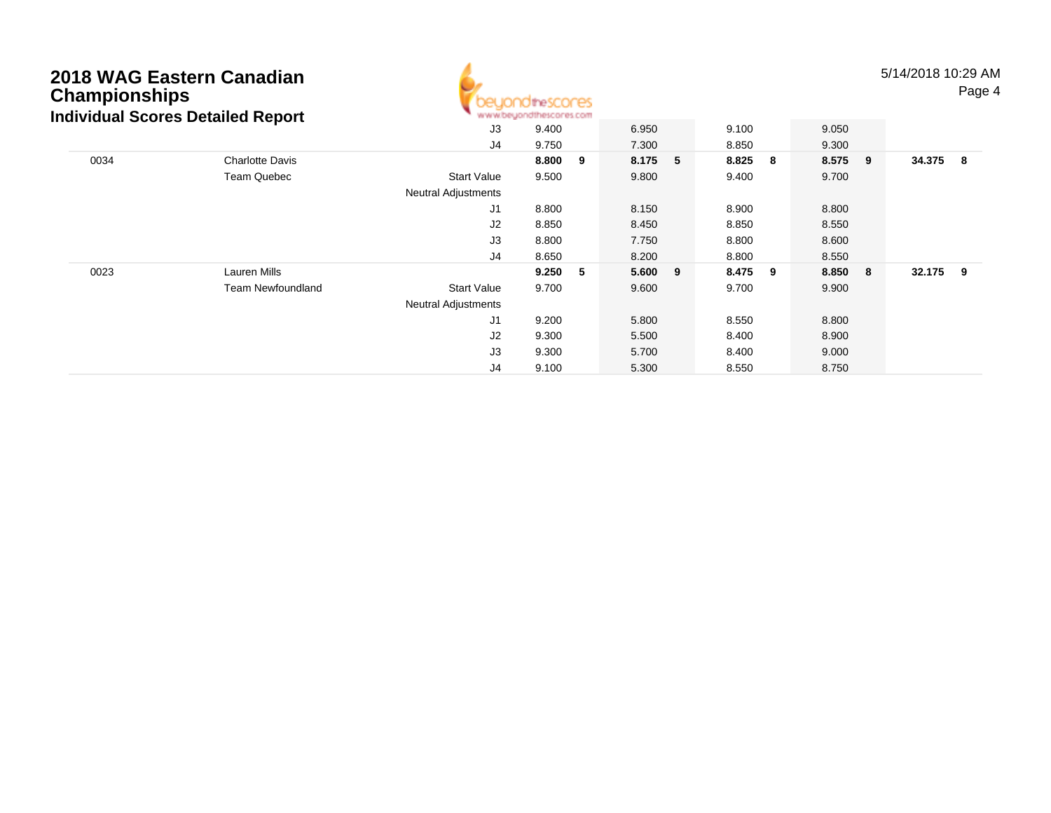# 2018 WAG Eastern Canadian Championships

## Individual Scores Detailed Report

| | | | | | | | | | | | | |
|---|---|---|---|---|---|---|---|---|---|---|---|---|
| | | J3 | 9.400 | | 6.950 | | 9.100 | | 9.050 | | | |
| | | J4 | 9.750 | | 7.300 | | 8.850 | | 9.300 | | | |
| 0034 | Charlotte Davis | | **8.800** | **9** | **8.175** | **5** | **8.825** | **8** | **8.575** | **9** | **34.375** | **8** |
| | Team Quebec | Start Value | 9.500 | | 9.800 | | 9.400 | | 9.700 | | | |
| | | Neutral Adjustments | | | | | | | | | | |
| | | J1 | 8.800 | | 8.150 | | 8.900 | | 8.800 | | | |
| | | J2 | 8.850 | | 8.450 | | 8.850 | | 8.550 | | | |
| | | J3 | 8.800 | | 7.750 | | 8.800 | | 8.600 | | | |
| | | J4 | 8.650 | | 8.200 | | 8.800 | | 8.550 | | | |
| 0023 | Lauren Mills | | **9.250** | **5** | **5.600** | **9** | **8.475** | **9** | **8.850** | **8** | **32.175** | **9** |
| | Team Newfoundland | Start Value | 9.700 | | 9.600 | | 9.700 | | 9.900 | | | |
| | | Neutral Adjustments | | | | | | | | | | |
| | | J1 | 9.200 | | 5.800 | | 8.550 | | 8.800 | | | |
| | | J2 | 9.300 | | 5.500 | | 8.400 | | 8.900 | | | |
| | | J3 | 9.300 | | 5.700 | | 8.400 | | 9.000 | | | |
| | | J4 | 9.100 | | 5.300 | | 8.550 | | 8.750 | | | |